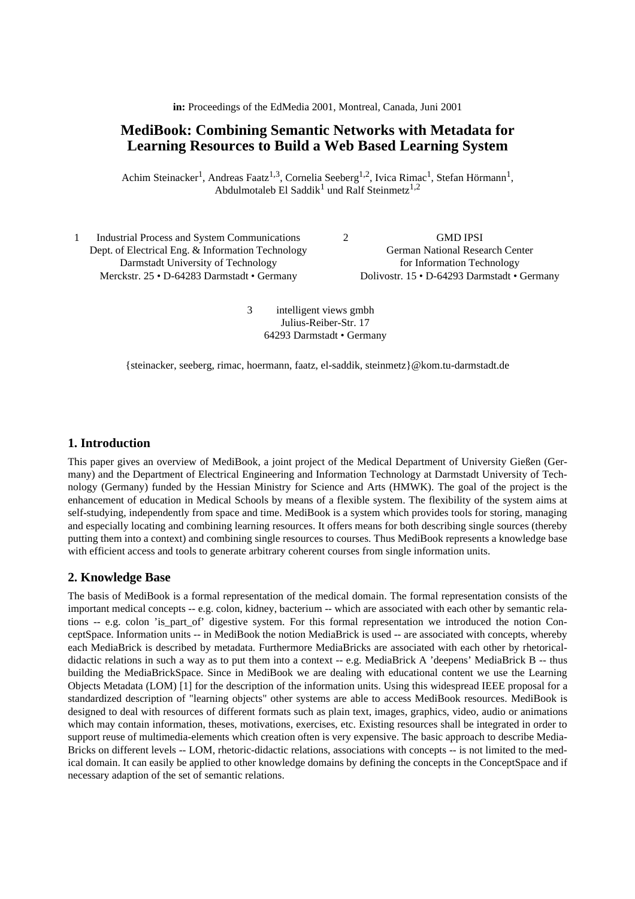**in:** Proceedings of the EdMedia 2001, Montreal, Canada, Juni 2001

# MediBook: Combining Semantic Networks with Metadata for Learning Resources to Build a Web Based Learning System

Achim Steinacker[1], Andreas Faatz[1,3], Cornelia Seeberg[1,2], Ivica Rimac[1], Stefan Hörmann[1], Abdulmotaleb El Saddik[1] und Ralf Steinmetz[1,2]

1 Industrial Process and System Communications
Dept. of Electrical Eng. & Information Technology
Darmstadt University of Technology
Merckstr. 25 • D-64283 Darmstadt • Germany

2 GMD IPSI
German National Research Center
for Information Technology
Dolivostr. 15 • D-64293 Darmstadt • Germany

3 intelligent views gmbh
Julius-Reiber-Str. 17
64293 Darmstadt • Germany

{steinacker, seeberg, rimac, hoermann, faatz, el-saddik, steinmetz}@kom.tu-darmstadt.de

## 1. Introduction

This paper gives an overview of MediBook, a joint project of the Medical Department of University Gießen (Germany) and the Department of Electrical Engineering and Information Technology at Darmstadt University of Technology (Germany) funded by the Hessian Ministry for Science and Arts (HMWK). The goal of the project is the enhancement of education in Medical Schools by means of a flexible system. The flexibility of the system aims at self-studying, independently from space and time. MediBook is a system which provides tools for storing, managing and especially locating and combining learning resources. It offers means for both describing single sources (thereby putting them into a context) and combining single resources to courses. Thus MediBook represents a knowledge base with efficient access and tools to generate arbitrary coherent courses from single information units.

## 2. Knowledge Base

The basis of MediBook is a formal representation of the medical domain. The formal representation consists of the important medical concepts -- e.g. colon, kidney, bacterium -- which are associated with each other by semantic relations -- e.g. colon 'is_part_of' digestive system. For this formal representation we introduced the notion ConceptSpace. Information units -- in MediBook the notion MediaBrick is used -- are associated with concepts, whereby each MediaBrick is described by metadata. Furthermore MediaBricks are associated with each other by rhetorical-didactic relations in such a way as to put them into a context -- e.g. MediaBrick A 'deepens' MediaBrick B -- thus building the MediaBrickSpace. Since in MediBook we are dealing with educational content we use the Learning Objects Metadata (LOM) [1] for the description of the information units. Using this widespread IEEE proposal for a standardized description of "learning objects" other systems are able to access MediBook resources. MediBook is designed to deal with resources of different formats such as plain text, images, graphics, video, audio or animations which may contain information, theses, motivations, exercises, etc. Existing resources shall be integrated in order to support reuse of multimedia-elements which creation often is very expensive. The basic approach to describe MediaBricks on different levels -- LOM, rhetoric-didactic relations, associations with concepts -- is not limited to the medical domain. It can easily be applied to other knowledge domains by defining the concepts in the ConceptSpace and if necessary adaption of the set of semantic relations.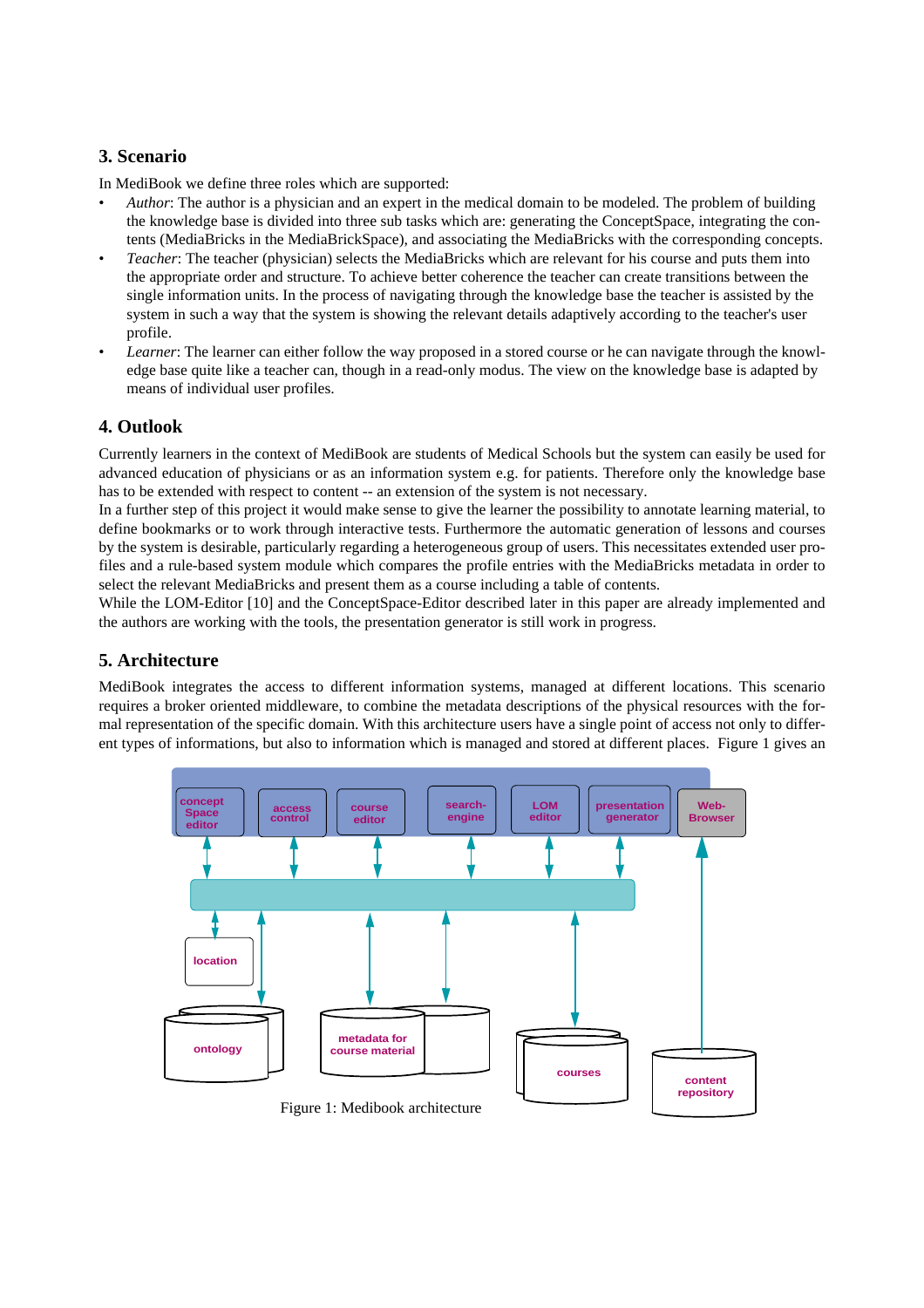## 3. Scenario

In MediBook we define three roles which are supported:

- *Author*: The author is a physician and an expert in the medical domain to be modeled. The problem of building the knowledge base is divided into three sub tasks which are: generating the ConceptSpace, integrating the contents (MediaBricks in the MediaBrickSpace), and associating the MediaBricks with the corresponding concepts.
- *Teacher*: The teacher (physician) selects the MediaBricks which are relevant for his course and puts them into the appropriate order and structure. To achieve better coherence the teacher can create transitions between the single information units. In the process of navigating through the knowledge base the teacher is assisted by the system in such a way that the system is showing the relevant details adaptively according to the teacher's user profile.
- *Learner*: The learner can either follow the way proposed in a stored course or he can navigate through the knowledge base quite like a teacher can, though in a read-only modus. The view on the knowledge base is adapted by means of individual user profiles.

## 4. Outlook

Currently learners in the context of MediBook are students of Medical Schools but the system can easily be used for advanced education of physicians or as an information system e.g. for patients. Therefore only the knowledge base has to be extended with respect to content -- an extension of the system is not necessary.

In a further step of this project it would make sense to give the learner the possibility to annotate learning material, to define bookmarks or to work through interactive tests. Furthermore the automatic generation of lessons and courses by the system is desirable, particularly regarding a heterogeneous group of users. This necessitates extended user profiles and a rule-based system module which compares the profile entries with the MediaBricks metadata in order to select the relevant MediaBricks and present them as a course including a table of contents.

While the LOM-Editor [10] and the ConceptSpace-Editor described later in this paper are already implemented and the authors are working with the tools, the presentation generator is still work in progress.

## 5. Architecture

MediBook integrates the access to different information systems, managed at different locations. This scenario requires a broker oriented middleware, to combine the metadata descriptions of the physical resources with the formal representation of the specific domain. With this architecture users have a single point of access not only to different types of informations, but also to information which is managed and stored at different places. Figure 1 gives an

Figure 1: Medibook architecture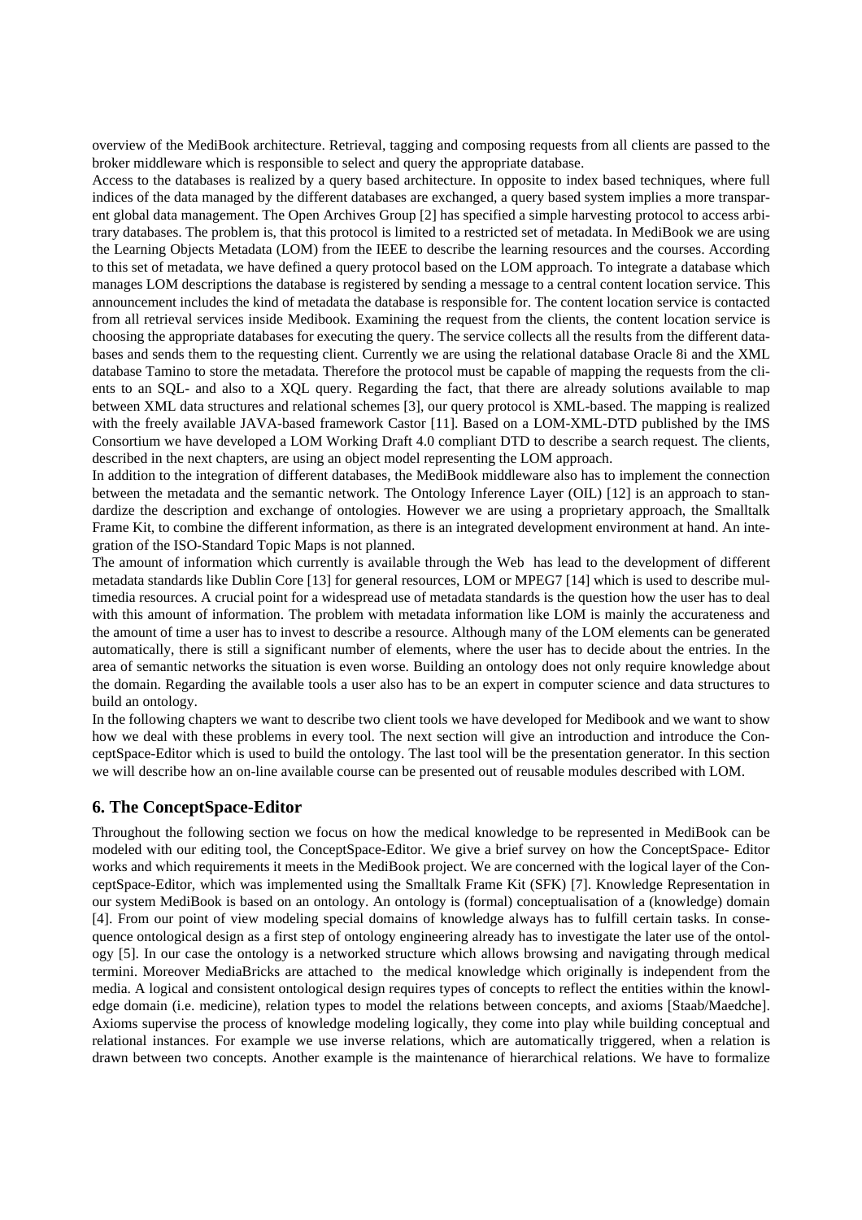overview of the MediBook architecture. Retrieval, tagging and composing requests from all clients are passed to the broker middleware which is responsible to select and query the appropriate database.

Access to the databases is realized by a query based architecture. In opposite to index based techniques, where full indices of the data managed by the different databases are exchanged, a query based system implies a more transparent global data management. The Open Archives Group [2] has specified a simple harvesting protocol to access arbitrary databases. The problem is, that this protocol is limited to a restricted set of metadata. In MediBook we are using the Learning Objects Metadata (LOM) from the IEEE to describe the learning resources and the courses. According to this set of metadata, we have defined a query protocol based on the LOM approach. To integrate a database which manages LOM descriptions the database is registered by sending a message to a central content location service. This announcement includes the kind of metadata the database is responsible for. The content location service is contacted from all retrieval services inside Medibook. Examining the request from the clients, the content location service is choosing the appropriate databases for executing the query. The service collects all the results from the different databases and sends them to the requesting client. Currently we are using the relational database Oracle 8i and the XML database Tamino to store the metadata. Therefore the protocol must be capable of mapping the requests from the clients to an SQL- and also to a XQL query. Regarding the fact, that there are already solutions available to map between XML data structures and relational schemes [3], our query protocol is XML-based. The mapping is realized with the freely available JAVA-based framework Castor [11]. Based on a LOM-XML-DTD published by the IMS Consortium we have developed a LOM Working Draft 4.0 compliant DTD to describe a search request. The clients, described in the next chapters, are using an object model representing the LOM approach.

In addition to the integration of different databases, the MediBook middleware also has to implement the connection between the metadata and the semantic network. The Ontology Inference Layer (OIL) [12] is an approach to standardize the description and exchange of ontologies. However we are using a proprietary approach, the Smalltalk Frame Kit, to combine the different information, as there is an integrated development environment at hand. An integration of the ISO-Standard Topic Maps is not planned.

The amount of information which currently is available through the Web has lead to the development of different metadata standards like Dublin Core [13] for general resources, LOM or MPEG7 [14] which is used to describe multimedia resources. A crucial point for a widespread use of metadata standards is the question how the user has to deal with this amount of information. The problem with metadata information like LOM is mainly the accurateness and the amount of time a user has to invest to describe a resource. Although many of the LOM elements can be generated automatically, there is still a significant number of elements, where the user has to decide about the entries. In the area of semantic networks the situation is even worse. Building an ontology does not only require knowledge about the domain. Regarding the available tools a user also has to be an expert in computer science and data structures to build an ontology.

In the following chapters we want to describe two client tools we have developed for Medibook and we want to show how we deal with these problems in every tool. The next section will give an introduction and introduce the ConceptSpace-Editor which is used to build the ontology. The last tool will be the presentation generator. In this section we will describe how an on-line available course can be presented out of reusable modules described with LOM.

## 6. The ConceptSpace-Editor

Throughout the following section we focus on how the medical knowledge to be represented in MediBook can be modeled with our editing tool, the ConceptSpace-Editor. We give a brief survey on how the ConceptSpace- Editor works and which requirements it meets in the MediBook project. We are concerned with the logical layer of the ConceptSpace-Editor, which was implemented using the Smalltalk Frame Kit (SFK) [7]. Knowledge Representation in our system MediBook is based on an ontology. An ontology is (formal) conceptualisation of a (knowledge) domain [4]. From our point of view modeling special domains of knowledge always has to fulfill certain tasks. In consequence ontological design as a first step of ontology engineering already has to investigate the later use of the ontology [5]. In our case the ontology is a networked structure which allows browsing and navigating through medical termini. Moreover MediaBricks are attached to the medical knowledge which originally is independent from the media. A logical and consistent ontological design requires types of concepts to reflect the entities within the knowledge domain (i.e. medicine), relation types to model the relations between concepts, and axioms [Staab/Maedche]. Axioms supervise the process of knowledge modeling logically, they come into play while building conceptual and relational instances. For example we use inverse relations, which are automatically triggered, when a relation is drawn between two concepts. Another example is the maintenance of hierarchical relations. We have to formalize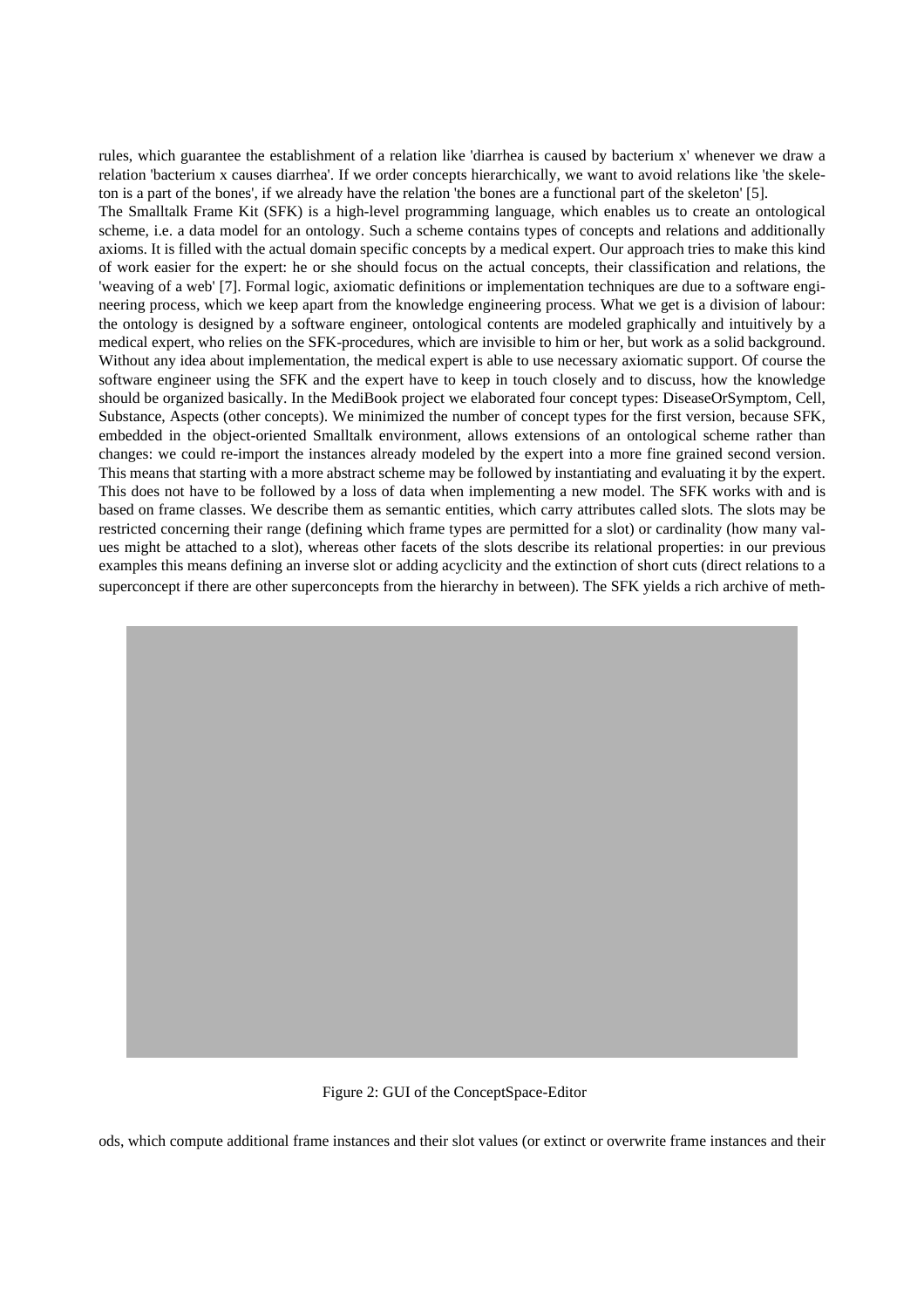rules, which guarantee the establishment of a relation like 'diarrhea is caused by bacterium x' whenever we draw a relation 'bacterium x causes diarrhea'. If we order concepts hierarchically, we want to avoid relations like 'the skeleton is a part of the bones', if we already have the relation 'the bones are a functional part of the skeleton' [5].

The Smalltalk Frame Kit (SFK) is a high-level programming language, which enables us to create an ontological scheme, i.e. a data model for an ontology. Such a scheme contains types of concepts and relations and additionally axioms. It is filled with the actual domain specific concepts by a medical expert. Our approach tries to make this kind of work easier for the expert: he or she should focus on the actual concepts, their classification and relations, the 'weaving of a web' [7]. Formal logic, axiomatic definitions or implementation techniques are due to a software engineering process, which we keep apart from the knowledge engineering process. What we get is a division of labour: the ontology is designed by a software engineer, ontological contents are modeled graphically and intuitively by a medical expert, who relies on the SFK-procedures, which are invisible to him or her, but work as a solid background. Without any idea about implementation, the medical expert is able to use necessary axiomatic support. Of course the software engineer using the SFK and the expert have to keep in touch closely and to discuss, how the knowledge should be organized basically. In the MediBook project we elaborated four concept types: DiseaseOrSymptom, Cell, Substance, Aspects (other concepts). We minimized the number of concept types for the first version, because SFK, embedded in the object-oriented Smalltalk environment, allows extensions of an ontological scheme rather than changes: we could re-import the instances already modeled by the expert into a more fine grained second version. This means that starting with a more abstract scheme may be followed by instantiating and evaluating it by the expert. This does not have to be followed by a loss of data when implementing a new model. The SFK works with and is based on frame classes. We describe them as semantic entities, which carry attributes called slots. The slots may be restricted concerning their range (defining which frame types are permitted for a slot) or cardinality (how many values might be attached to a slot), whereas other facets of the slots describe its relational properties: in our previous examples this means defining an inverse slot or adding acyclicity and the extinction of short cuts (direct relations to a superconcept if there are other superconcepts from the hierarchy in between). The SFK yields a rich archive of methods, which compute additional frame instances and their slot values (or extinct or overwrite frame instances and their

Figure 2: GUI of the ConceptSpace-Editor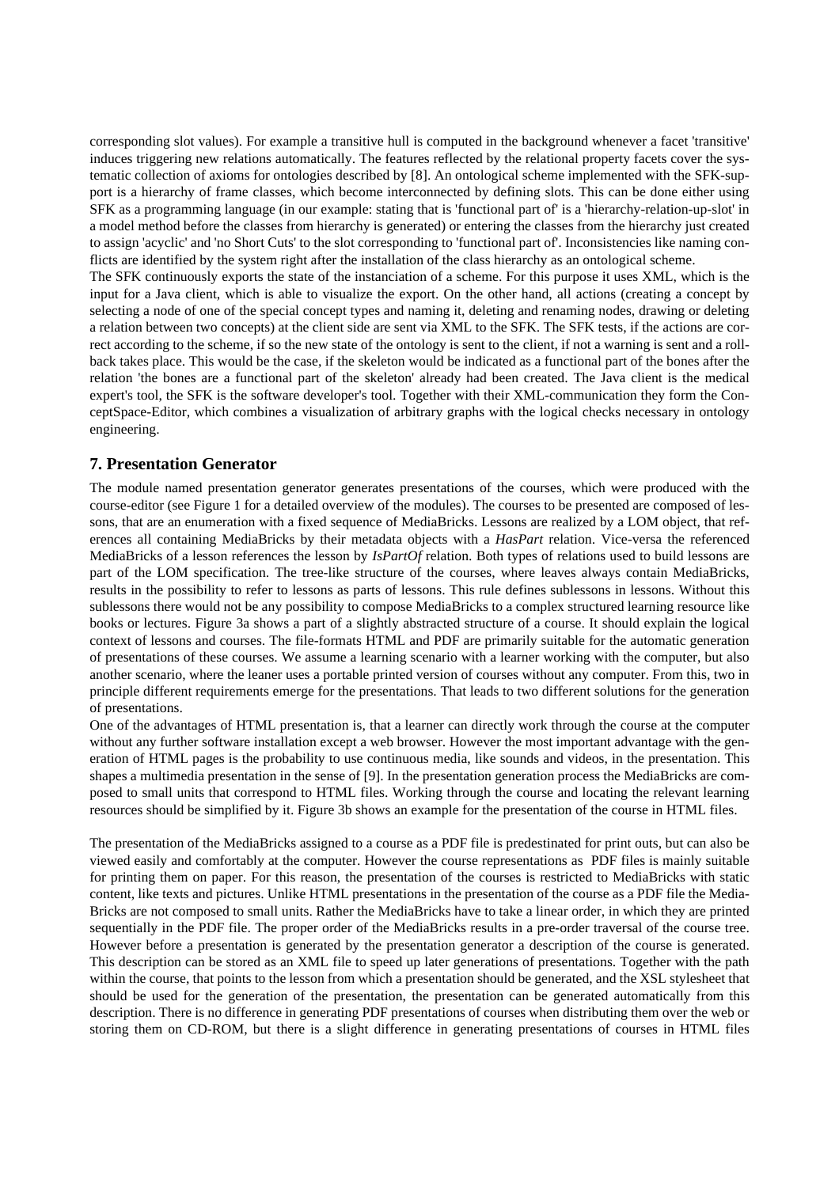corresponding slot values). For example a transitive hull is computed in the background whenever a facet 'transitive' induces triggering new relations automatically. The features reflected by the relational property facets cover the systematic collection of axioms for ontologies described by [8]. An ontological scheme implemented with the SFK-support is a hierarchy of frame classes, which become interconnected by defining slots. This can be done either using SFK as a programming language (in our example: stating that is 'functional part of' is a 'hierarchy-relation-up-slot' in a model method before the classes from hierarchy is generated) or entering the classes from the hierarchy just created to assign 'acyclic' and 'no Short Cuts' to the slot corresponding to 'functional part of'. Inconsistencies like naming conflicts are identified by the system right after the installation of the class hierarchy as an ontological scheme.

The SFK continuously exports the state of the instanciation of a scheme. For this purpose it uses XML, which is the input for a Java client, which is able to visualize the export. On the other hand, all actions (creating a concept by selecting a node of one of the special concept types and naming it, deleting and renaming nodes, drawing or deleting a relation between two concepts) at the client side are sent via XML to the SFK. The SFK tests, if the actions are correct according to the scheme, if so the new state of the ontology is sent to the client, if not a warning is sent and a rollback takes place. This would be the case, if the skeleton would be indicated as a functional part of the bones after the relation 'the bones are a functional part of the skeleton' already had been created. The Java client is the medical expert's tool, the SFK is the software developer's tool. Together with their XML-communication they form the ConceptSpace-Editor, which combines a visualization of arbitrary graphs with the logical checks necessary in ontology engineering.

## 7. Presentation Generator

The module named presentation generator generates presentations of the courses, which were produced with the course-editor (see Figure 1 for a detailed overview of the modules). The courses to be presented are composed of lessons, that are an enumeration with a fixed sequence of MediaBricks. Lessons are realized by a LOM object, that references all containing MediaBricks by their metadata objects with a *HasPart* relation. Vice-versa the referenced MediaBricks of a lesson references the lesson by *IsPartOf* relation. Both types of relations used to build lessons are part of the LOM specification. The tree-like structure of the courses, where leaves always contain MediaBricks, results in the possibility to refer to lessons as parts of lessons. This rule defines sublessons in lessons. Without this sublessons there would not be any possibility to compose MediaBricks to a complex structured learning resource like books or lectures. Figure 3a shows a part of a slightly abstracted structure of a course. It should explain the logical context of lessons and courses. The file-formats HTML and PDF are primarily suitable for the automatic generation of presentations of these courses. We assume a learning scenario with a learner working with the computer, but also another scenario, where the leaner uses a portable printed version of courses without any computer. From this, two in principle different requirements emerge for the presentations. That leads to two different solutions for the generation of presentations.

One of the advantages of HTML presentation is, that a learner can directly work through the course at the computer without any further software installation except a web browser. However the most important advantage with the generation of HTML pages is the probability to use continuous media, like sounds and videos, in the presentation. This shapes a multimedia presentation in the sense of [9]. In the presentation generation process the MediaBricks are composed to small units that correspond to HTML files. Working through the course and locating the relevant learning resources should be simplified by it. Figure 3b shows an example for the presentation of the course in HTML files.

The presentation of the MediaBricks assigned to a course as a PDF file is predestinated for print outs, but can also be viewed easily and comfortably at the computer. However the course representations as PDF files is mainly suitable for printing them on paper. For this reason, the presentation of the courses is restricted to MediaBricks with static content, like texts and pictures. Unlike HTML presentations in the presentation of the course as a PDF file the MediaBricks are not composed to small units. Rather the MediaBricks have to take a linear order, in which they are printed sequentially in the PDF file. The proper order of the MediaBricks results in a pre-order traversal of the course tree. However before a presentation is generated by the presentation generator a description of the course is generated. This description can be stored as an XML file to speed up later generations of presentations. Together with the path within the course, that points to the lesson from which a presentation should be generated, and the XSL stylesheet that should be used for the generation of the presentation, the presentation can be generated automatically from this description. There is no difference in generating PDF presentations of courses when distributing them over the web or storing them on CD-ROM, but there is a slight difference in generating presentations of courses in HTML files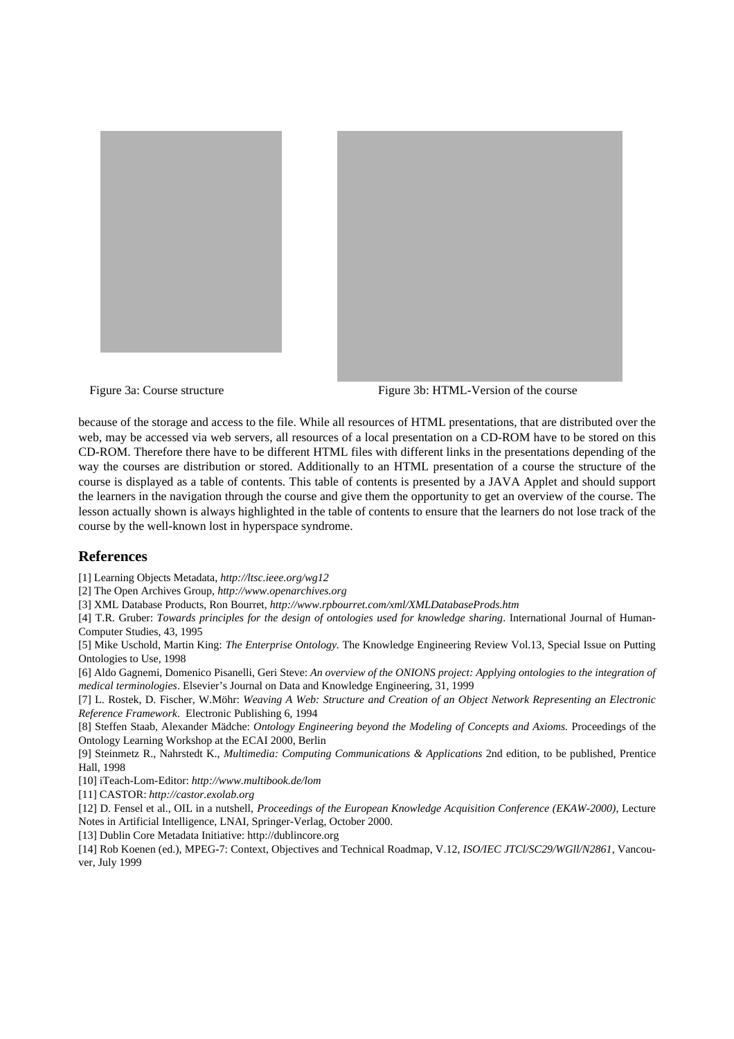Figure 3a: Course structure

Figure 3b: HTML-Version of the course

because of the storage and access to the file. While all resources of HTML presentations, that are distributed over the web, may be accessed via web servers, all resources of a local presentation on a CD-ROM have to be stored on this CD-ROM. Therefore there have to be different HTML files with different links in the presentations depending of the way the courses are distribution or stored. Additionally to an HTML presentation of a course the structure of the course is displayed as a table of contents. This table of contents is presented by a JAVA Applet and should support the learners in the navigation through the course and give them the opportunity to get an overview of the course. The lesson actually shown is always highlighted in the table of contents to ensure that the learners do not lose track of the course by the well-known lost in hyperspace syndrome.

## References

[1] Learning Objects Metadata, *http://ltsc.ieee.org/wg12*

[2] The Open Archives Group, *http://www.openarchives.org*

[3] XML Database Products, Ron Bourret, *http://www.rpbourret.com/xml/XMLDatabaseProds.htm*

[4] T.R. Gruber: *Towards principles for the design of ontologies used for knowledge sharing*. International Journal of Human-Computer Studies, 43, 1995

[5] Mike Uschold, Martin King: *The Enterprise Ontology.* The Knowledge Engineering Review Vol.13, Special Issue on Putting Ontologies to Use, 1998

[6] Aldo Gagnemi, Domenico Pisanelli, Geri Steve: *An overview of the ONIONS project: Applying ontologies to the integration of medical terminologies*. Elsevier's Journal on Data and Knowledge Engineering, 31, 1999

[7] L. Rostek, D. Fischer, W.Möhr: *Weaving A Web: Structure and Creation of an Object Network Representing an Electronic Reference Framework*. Electronic Publishing 6, 1994

[8] Steffen Staab, Alexander Mädche: *Ontology Engineering beyond the Modeling of Concepts and Axioms.* Proceedings of the Ontology Learning Workshop at the ECAI 2000, Berlin

[9] Steinmetz R., Nahrstedt K., *Multimedia: Computing Communications & Applications* 2nd edition, to be published, Prentice Hall, 1998

[10] iTeach-Lom-Editor: *http://www.multibook.de/lom*

[11] CASTOR: *http://castor.exolab.org*

[12] D. Fensel et al., OIL in a nutshell, *Proceedings of the European Knowledge Acquisition Conference (EKAW-2000)*, Lecture Notes in Artificial Intelligence, LNAI, Springer-Verlag, October 2000.

[13] Dublin Core Metadata Initiative: http://dublincore.org

[14] Rob Koenen (ed.), MPEG-7: Context, Objectives and Technical Roadmap, V.12, *ISO/IEC JTCl/SC29/WGll/N2861*, Vancouver, July 1999